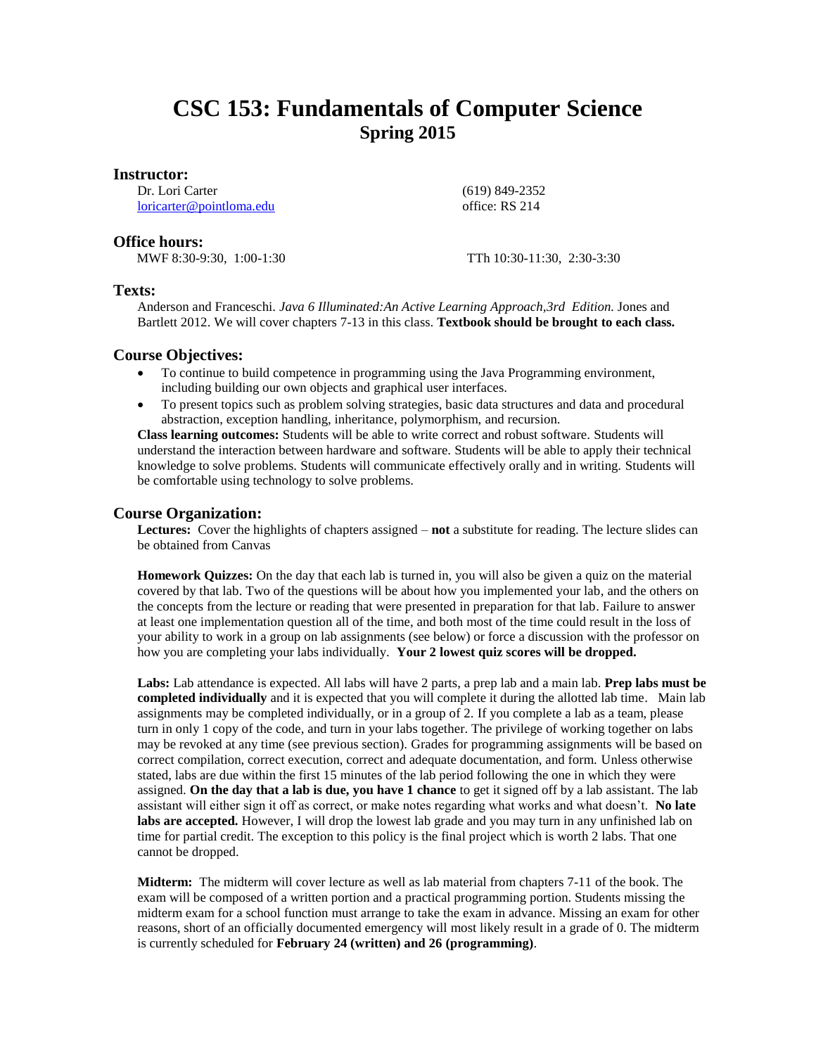# CSC 153: Fundamentals of Computer Science
## Spring 2015

### Instructor:

Dr. Lori Carter
loricarter@pointloma.edu

(619) 849-2352
office: RS 214

### Office hours:

MWF 8:30-9:30, 1:00-1:30

TTh 10:30-11:30, 2:30-3:30

### Texts:

Anderson and Franceschi. *Java 6 Illuminated:An Active Learning Approach,3rd Edition.* Jones and Bartlett 2012. We will cover chapters 7-13 in this class. **Textbook should be brought to each class.**

### Course Objectives:

- To continue to build competence in programming using the Java Programming environment, including building our own objects and graphical user interfaces.
- To present topics such as problem solving strategies, basic data structures and data and procedural abstraction, exception handling, inheritance, polymorphism, and recursion.

**Class learning outcomes:** Students will be able to write correct and robust software. Students will understand the interaction between hardware and software. Students will be able to apply their technical knowledge to solve problems. Students will communicate effectively orally and in writing. Students will be comfortable using technology to solve problems.

### Course Organization:

**Lectures:** Cover the highlights of chapters assigned – **not** a substitute for reading. The lecture slides can be obtained from Canvas

**Homework Quizzes:** On the day that each lab is turned in, you will also be given a quiz on the material covered by that lab. Two of the questions will be about how you implemented your lab, and the others on the concepts from the lecture or reading that were presented in preparation for that lab. Failure to answer at least one implementation question all of the time, and both most of the time could result in the loss of your ability to work in a group on lab assignments (see below) or force a discussion with the professor on how you are completing your labs individually. **Your 2 lowest quiz scores will be dropped.**

**Labs:** Lab attendance is expected. All labs will have 2 parts, a prep lab and a main lab. **Prep labs must be completed individually** and it is expected that you will complete it during the allotted lab time. Main lab assignments may be completed individually, or in a group of 2. If you complete a lab as a team, please turn in only 1 copy of the code, and turn in your labs together. The privilege of working together on labs may be revoked at any time (see previous section). Grades for programming assignments will be based on correct compilation, correct execution, correct and adequate documentation, and form. Unless otherwise stated, labs are due within the first 15 minutes of the lab period following the one in which they were assigned. **On the day that a lab is due, you have 1 chance** to get it signed off by a lab assistant. The lab assistant will either sign it off as correct, or make notes regarding what works and what doesn't. **No late labs are accepted.** However, I will drop the lowest lab grade and you may turn in any unfinished lab on time for partial credit. The exception to this policy is the final project which is worth 2 labs. That one cannot be dropped.

**Midterm:** The midterm will cover lecture as well as lab material from chapters 7-11 of the book. The exam will be composed of a written portion and a practical programming portion. Students missing the midterm exam for a school function must arrange to take the exam in advance. Missing an exam for other reasons, short of an officially documented emergency will most likely result in a grade of 0. The midterm is currently scheduled for **February 24 (written) and 26 (programming)**.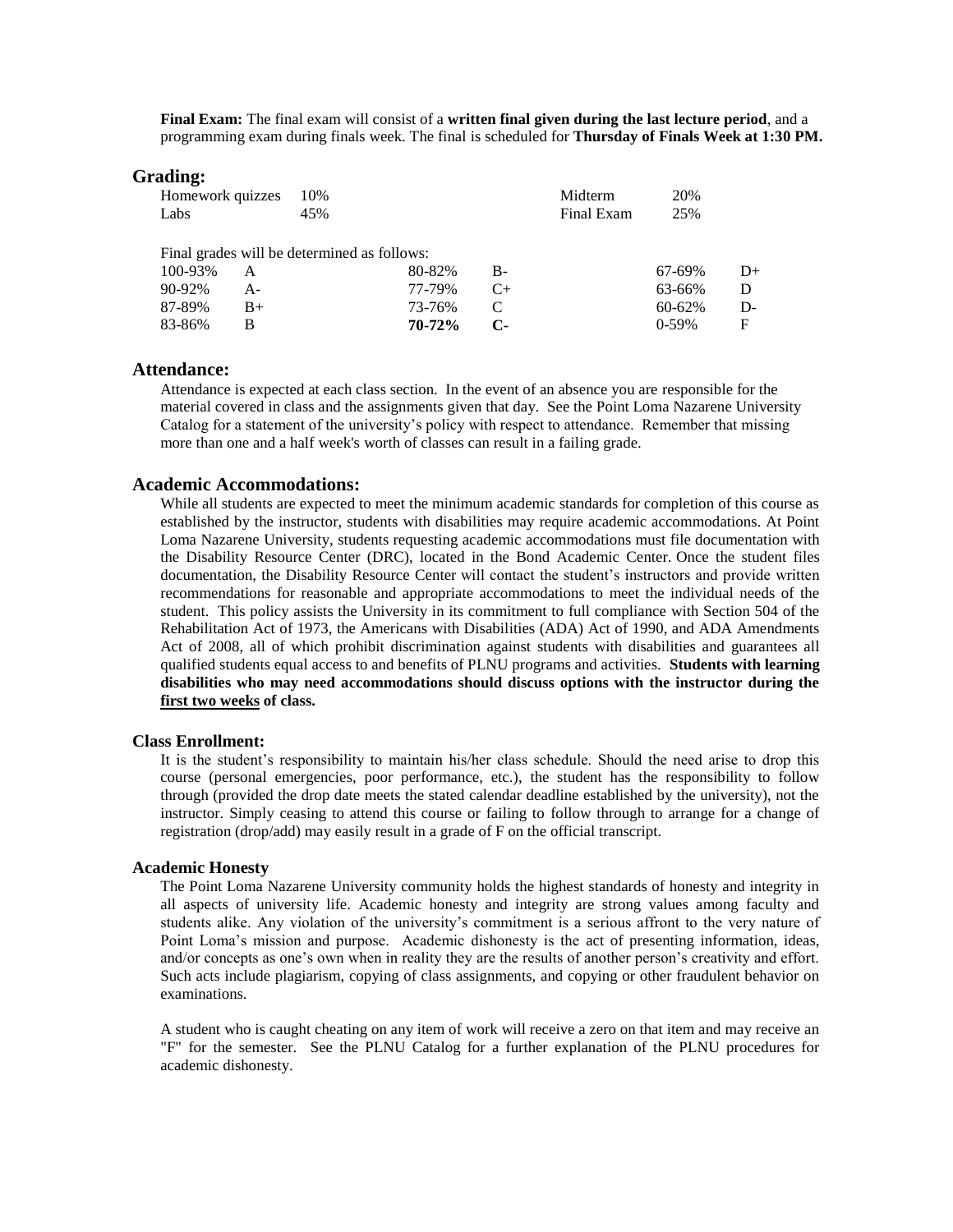**Final Exam:** The final exam will consist of a **written final given during the last lecture period**, and a programming exam during finals week. The final is scheduled for **Thursday of Finals Week at 1:30 PM.**

## Grading:

| | | | |
|---|---|---|---|
| Homework quizzes | 10% | Midterm | 20% |
| Labs | 45% | Final Exam | 25% |

Final grades will be determined as follows:

| | | | | | |
|---|---|---|---|---|---|
| 100-93% | A | 80-82% | B- | 67-69% | D+ |
| 90-92% | A- | 77-79% | C+ | 63-66% | D |
| 87-89% | B+ | 73-76% | C | 60-62% | D- |
| 83-86% | B | **70-72%** | **C-** | 0-59% | F |

## Attendance:

Attendance is expected at each class section. In the event of an absence you are responsible for the material covered in class and the assignments given that day. See the Point Loma Nazarene University Catalog for a statement of the university's policy with respect to attendance. Remember that missing more than one and a half week's worth of classes can result in a failing grade.

## Academic Accommodations:

While all students are expected to meet the minimum academic standards for completion of this course as established by the instructor, students with disabilities may require academic accommodations. At Point Loma Nazarene University, students requesting academic accommodations must file documentation with the Disability Resource Center (DRC), located in the Bond Academic Center. Once the student files documentation, the Disability Resource Center will contact the student's instructors and provide written recommendations for reasonable and appropriate accommodations to meet the individual needs of the student. This policy assists the University in its commitment to full compliance with Section 504 of the Rehabilitation Act of 1973, the Americans with Disabilities (ADA) Act of 1990, and ADA Amendments Act of 2008, all of which prohibit discrimination against students with disabilities and guarantees all qualified students equal access to and benefits of PLNU programs and activities. **Students with learning disabilities who may need accommodations should discuss options with the instructor during the <u>first two weeks</u> of class.**

### Class Enrollment:

It is the student's responsibility to maintain his/her class schedule. Should the need arise to drop this course (personal emergencies, poor performance, etc.), the student has the responsibility to follow through (provided the drop date meets the stated calendar deadline established by the university), not the instructor. Simply ceasing to attend this course or failing to follow through to arrange for a change of registration (drop/add) may easily result in a grade of F on the official transcript.

### Academic Honesty

The Point Loma Nazarene University community holds the highest standards of honesty and integrity in all aspects of university life. Academic honesty and integrity are strong values among faculty and students alike. Any violation of the university's commitment is a serious affront to the very nature of Point Loma's mission and purpose. Academic dishonesty is the act of presenting information, ideas, and/or concepts as one's own when in reality they are the results of another person's creativity and effort. Such acts include plagiarism, copying of class assignments, and copying or other fraudulent behavior on examinations.

A student who is caught cheating on any item of work will receive a zero on that item and may receive an "F" for the semester. See the PLNU Catalog for a further explanation of the PLNU procedures for academic dishonesty.